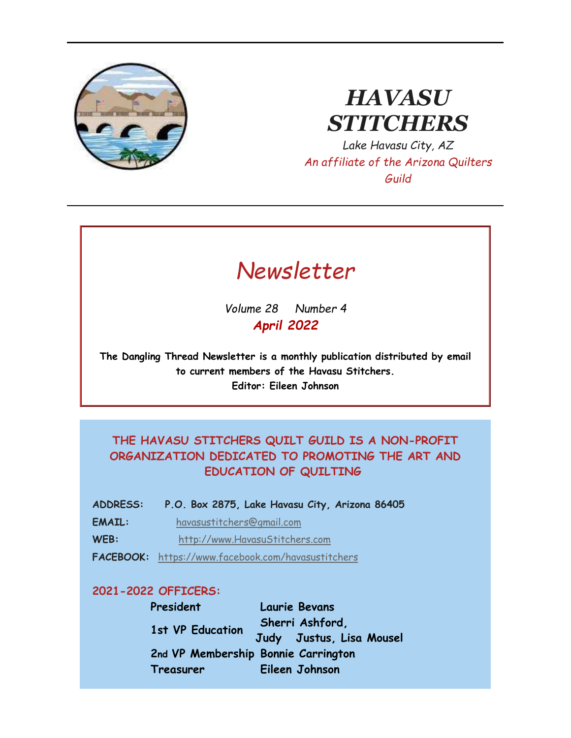# HAVASU STITCHERS

*Lake Havasu City, AZ*

*An affiliate of the Arizona Quilters Guild*

## *Newsletter*

*Volume 28 Number 4*

***April 2022***

**The Dangling Thread Newsletter is a monthly publication distributed by email to current members of the Havasu Stitchers.**

**Editor: Eileen Johnson**

**THE HAVASU STITCHERS QUILT GUILD IS A NON-PROFIT ORGANIZATION DEDICATED TO PROMOTING THE ART AND EDUCATION OF QUILTING**

**ADDRESS:** P.O. Box 2875, Lake Havasu City, Arizona 86405

**EMAIL:** havasustitchers@gmail.com

**WEB:** http://www.HavasuStitchers.com

**FACEBOOK:** https://www.facebook.com/havasustitchers

**2021-2022 OFFICERS:**

| | |
|---|---|
| President | Laurie Bevans |
| 1st VP Education | Sherri Ashford, Judy Justus, Lisa Mousel |
| 2nd VP Membership | Bonnie Carrington |
| Treasurer | Eileen Johnson |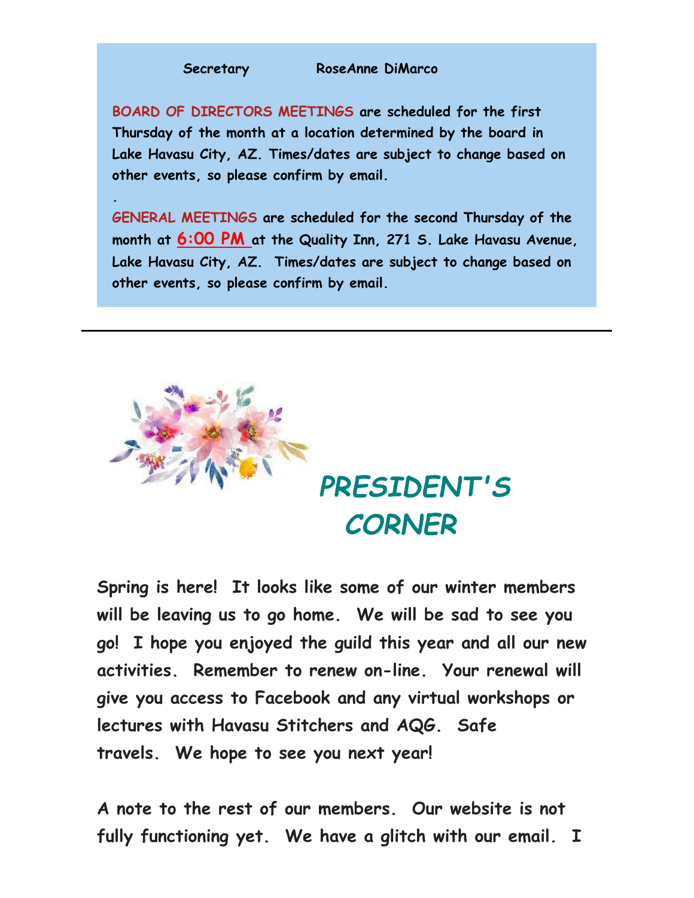**Secretary RoseAnne DiMarco**

**BOARD OF DIRECTORS MEETINGS are scheduled for the first Thursday of the month at a location determined by the board in Lake Havasu City, AZ. Times/dates are subject to change based on other events, so please confirm by email.**

.

**GENERAL MEETINGS are scheduled for the second Thursday of the month at 6:00 PM at the Quality Inn, 271 S. Lake Havasu Avenue, Lake Havasu City, AZ. Times/dates are subject to change based on other events, so please confirm by email.**

---

## *PRESIDENT'S CORNER*

**Spring is here! It looks like some of our winter members will be leaving us to go home. We will be sad to see you go! I hope you enjoyed the guild this year and all our new activities. Remember to renew on-line. Your renewal will give you access to Facebook and any virtual workshops or lectures with Havasu Stitchers and AQG. Safe travels. We hope to see you next year!**

**A note to the rest of our members. Our website is not fully functioning yet. We have a glitch with our email. I**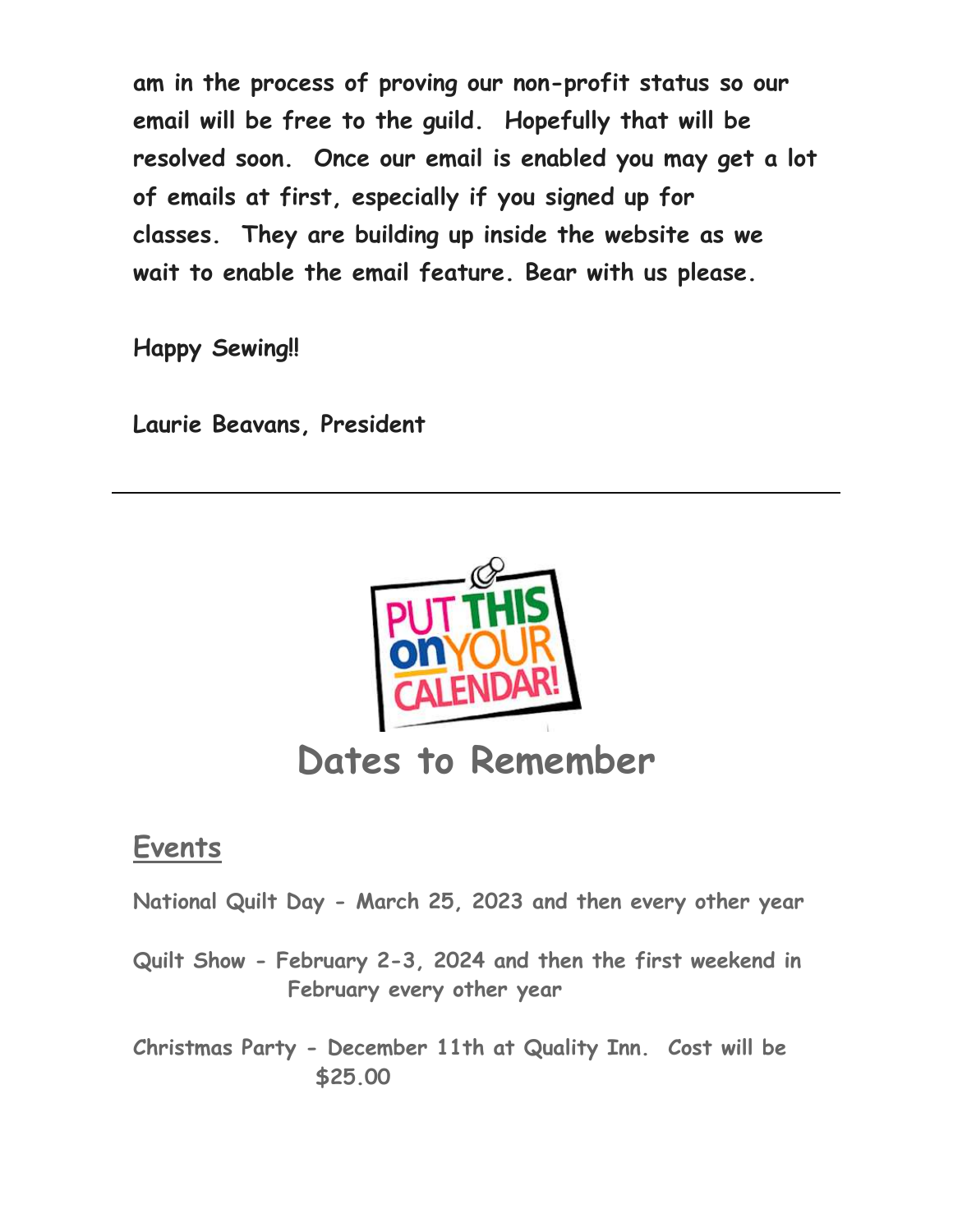am in the process of proving our non-profit status so our email will be free to the guild. Hopefully that will be resolved soon. Once our email is enabled you may get a lot of emails at first, especially if you signed up for classes. They are building up inside the website as we wait to enable the email feature. Bear with us please.

Happy Sewing!!

Laurie Beavans, President

---

# Dates to Remember

## Events

National Quilt Day - March 25, 2023 and then every other year

Quilt Show - February 2-3, 2024 and then the first weekend in February every other year

Christmas Party - December 11th at Quality Inn. Cost will be $25.00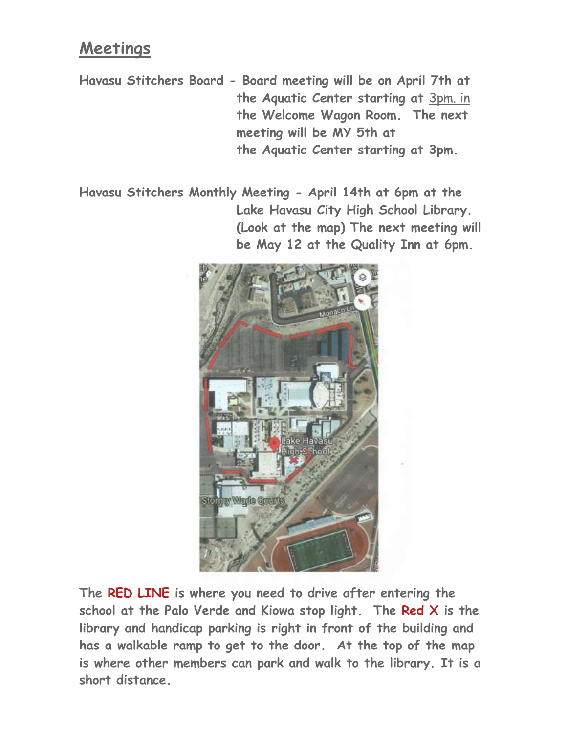## Meetings

**Havasu Stitchers Board - Board meeting will be on April 7th at the Aquatic Center starting at 3pm. in the Welcome Wagon Room. The next meeting will be MY 5th at the Aquatic Center starting at 3pm.**

**Havasu Stitchers Monthly Meeting - April 14th at 6pm at the Lake Havasu City High School Library. (Look at the map) The next meeting will be May 12 at the Quality Inn at 6pm.**

**The RED LINE is where you need to drive after entering the school at the Palo Verde and Kiowa stop light. The Red X is the library and handicap parking is right in front of the building and has a walkable ramp to get to the door. At the top of the map is where other members can park and walk to the library. It is a short distance.**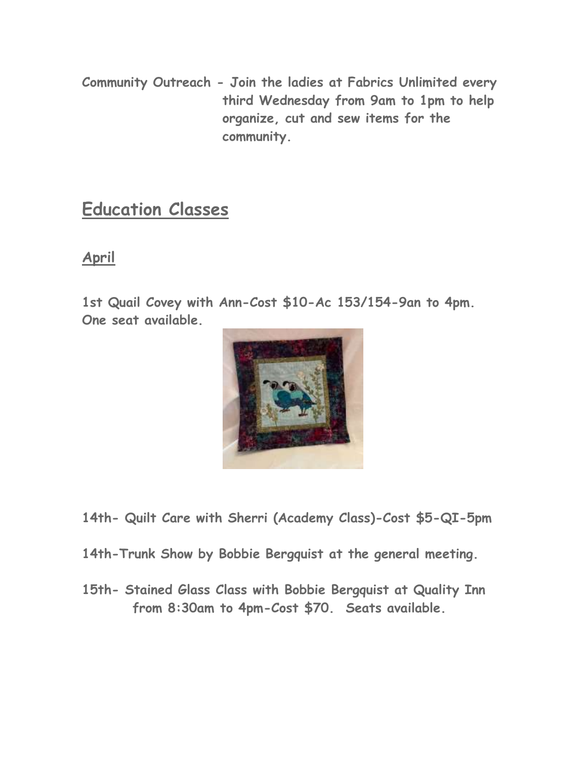**Community Outreach - Join the ladies at Fabrics Unlimited every third Wednesday from 9am to 1pm to help organize, cut and sew items for the community.**

## Education Classes

### April

**1st Quail Covey with Ann-Cost $10-Ac 153/154-9an to 4pm. One seat available.**

**14th- Quilt Care with Sherri (Academy Class)-Cost $5-QI-5pm**

**14th-Trunk Show by Bobbie Bergquist at the general meeting.**

**15th- Stained Glass Class with Bobbie Bergquist at Quality Inn from 8:30am to 4pm-Cost $70. Seats available.**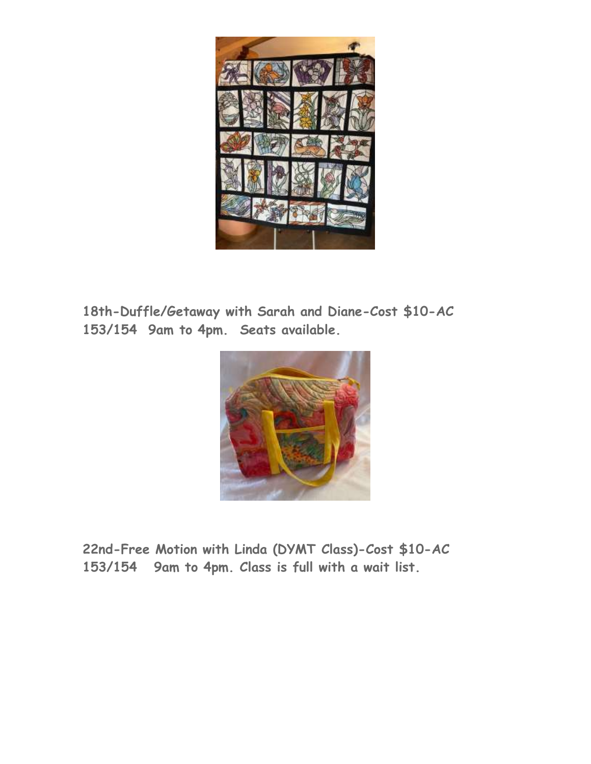**18th-Duffle/Getaway with Sarah and Diane-Cost $10-AC 153/154  9am to 4pm.  Seats available.**

**22nd-Free Motion with Linda (DYMT Class)-Cost $10-AC 153/154   9am to 4pm. Class is full with a wait list.**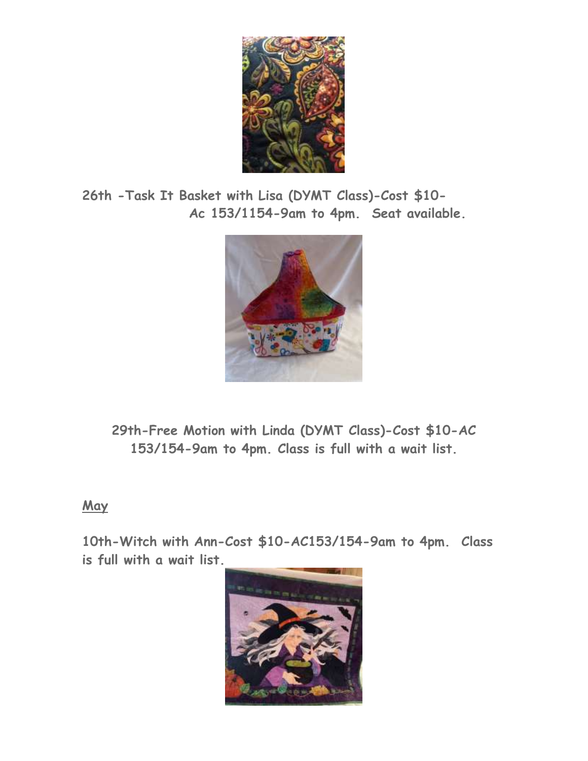**26th -Task It Basket with Lisa (DYMT Class)-Cost $10-Ac 153/1154-9am to 4pm. Seat available.**

**29th-Free Motion with Linda (DYMT Class)-Cost $10-AC 153/154-9am to 4pm. Class is full with a wait list.**

**May**

**10th-Witch with Ann-Cost $10-AC153/154-9am to 4pm. Class is full with a wait list.**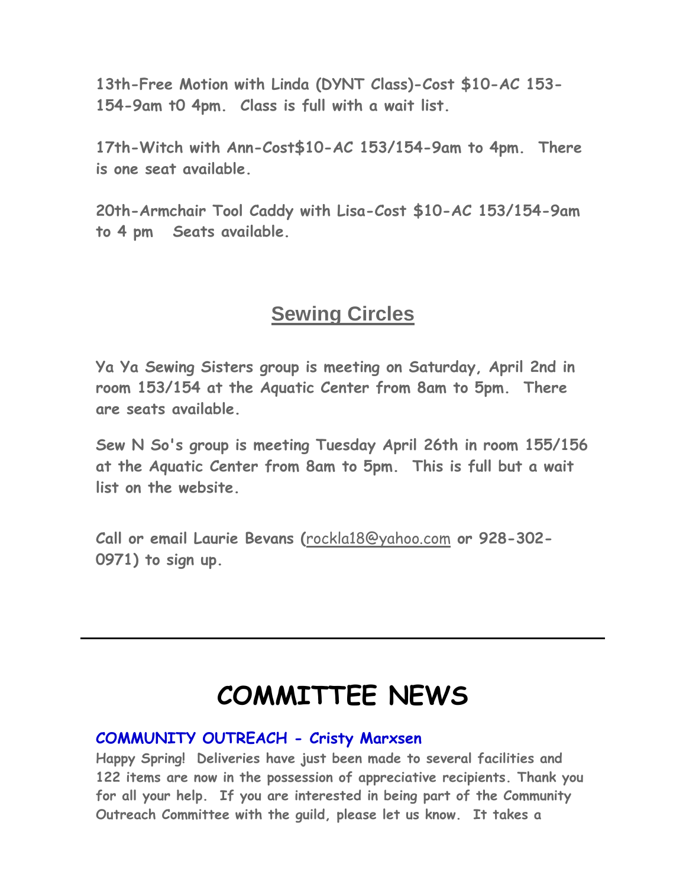**13th-Free Motion with Linda (DYNT Class)-Cost $10-AC 153-154-9am t0 4pm. Class is full with a wait list.**

**17th-Witch with Ann-Cost$10-AC 153/154-9am to 4pm. There is one seat available.**

**20th-Armchair Tool Caddy with Lisa-Cost $10-AC 153/154-9am to 4 pm Seats available.**

## Sewing Circles

**Ya Ya Sewing Sisters group is meeting on Saturday, April 2nd in room 153/154 at the Aquatic Center from 8am to 5pm. There are seats available.**

**Sew N So's group is meeting Tuesday April 26th in room 155/156 at the Aquatic Center from 8am to 5pm. This is full but a wait list on the website.**

**Call or email Laurie Bevans (rockla18@yahoo.com or 928-302-0971) to sign up.**

---

# COMMITTEE NEWS

**COMMUNITY OUTREACH - Cristy Marxsen**

**Happy Spring! Deliveries have just been made to several facilities and 122 items are now in the possession of appreciative recipients. Thank you for all your help. If you are interested in being part of the Community Outreach Committee with the guild, please let us know. It takes a**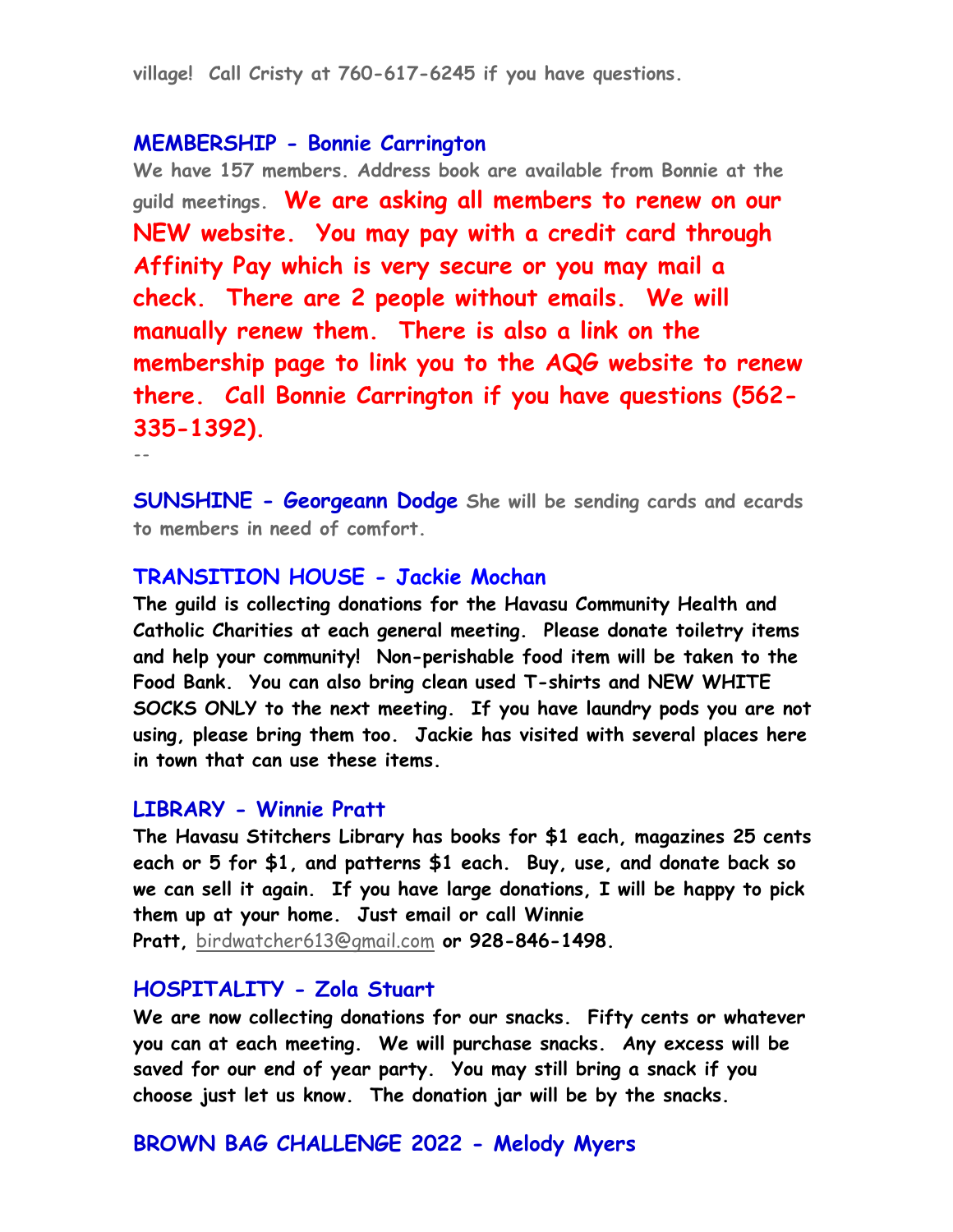village! Call Cristy at 760-617-6245 if you have questions.

### MEMBERSHIP - Bonnie Carrington

We have 157 members. Address book are available from Bonnie at the guild meetings. **We are asking all members to renew on our NEW website. You may pay with a credit card through Affinity Pay which is very secure or you may mail a check. There are 2 people without emails. We will manually renew them. There is also a link on the membership page to link you to the AQG website to renew there. Call Bonnie Carrington if you have questions (562-335-1392).**

--

### SUNSHINE - Georgeann Dodge

She will be sending cards and ecards to members in need of comfort.

### TRANSITION HOUSE - Jackie Mochan

**The guild is collecting donations for the Havasu Community Health and Catholic Charities at each general meeting. Please donate toiletry items and help your community! Non-perishable food item will be taken to the Food Bank. You can also bring clean used T-shirts and NEW WHITE SOCKS ONLY to the next meeting. If you have laundry pods you are not using, please bring them too. Jackie has visited with several places here in town that can use these items.**

### LIBRARY - Winnie Pratt

**The Havasu Stitchers Library has books for $1 each, magazines 25 cents each or 5 for $1, and patterns $1 each. Buy, use, and donate back so we can sell it again. If you have large donations, I will be happy to pick them up at your home. Just email or call Winnie Pratt,** birdwatcher613@gmail.com **or 928-846-1498.**

### HOSPITALITY - Zola Stuart

**We are now collecting donations for our snacks. Fifty cents or whatever you can at each meeting. We will purchase snacks. Any excess will be saved for our end of year party. You may still bring a snack if you choose just let us know. The donation jar will be by the snacks.**

### BROWN BAG CHALLENGE 2022 - Melody Myers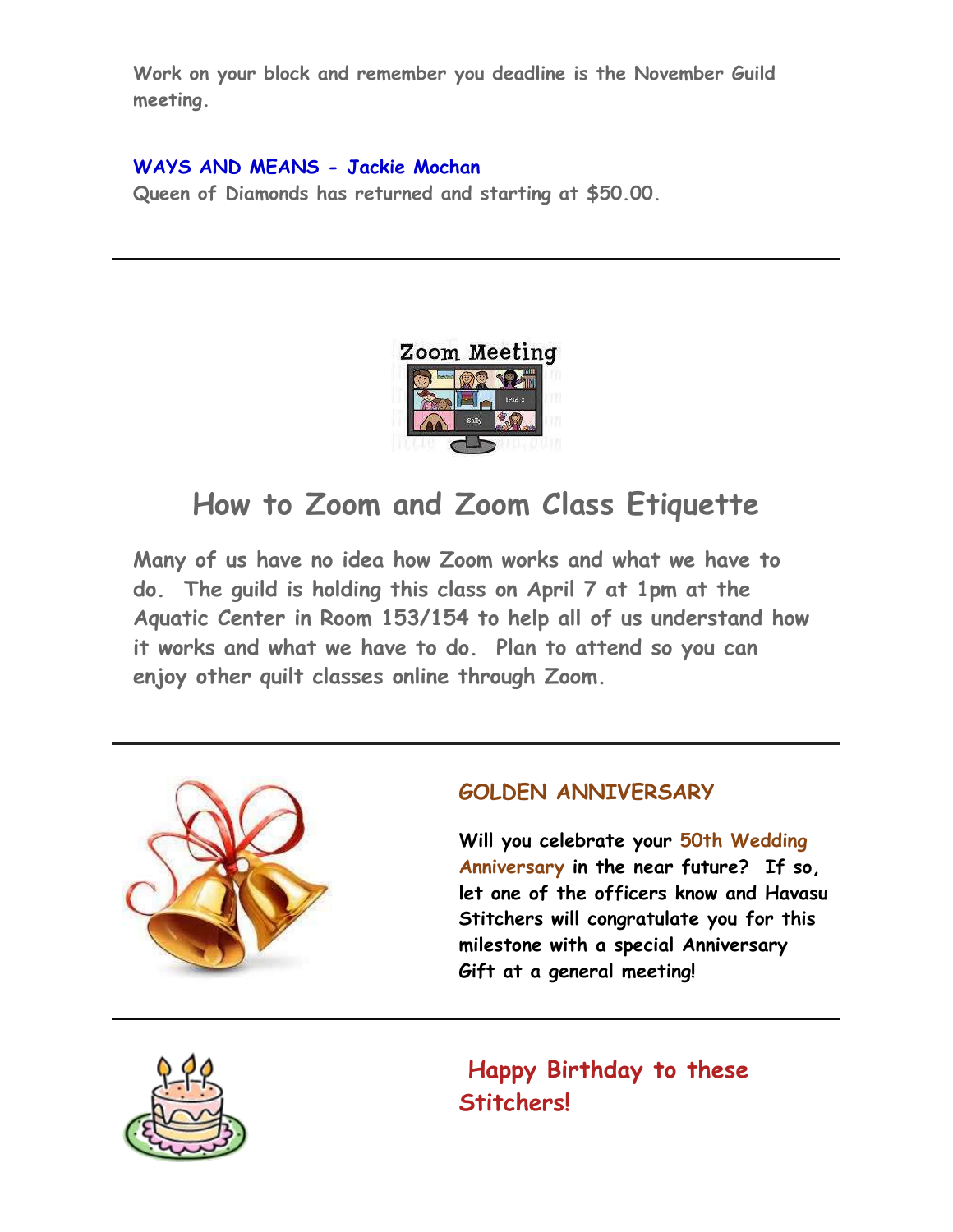Work on your block and remember you deadline is the November Guild meeting.

**WAYS AND MEANS - Jackie Mochan**

Queen of Diamonds has returned and starting at $50.00.

---

## How to Zoom and Zoom Class Etiquette

Many of us have no idea how Zoom works and what we have to do. The guild is holding this class on April 7 at 1pm at the Aquatic Center in Room 153/154 to help all of us understand how it works and what we have to do. Plan to attend so you can enjoy other quilt classes online through Zoom.

---

### GOLDEN ANNIVERSARY

Will you celebrate your 50th Wedding Anniversary in the near future? If so, let one of the officers know and Havasu Stitchers will congratulate you for this milestone with a special Anniversary Gift at a general meeting!

---

### Happy Birthday to these Stitchers!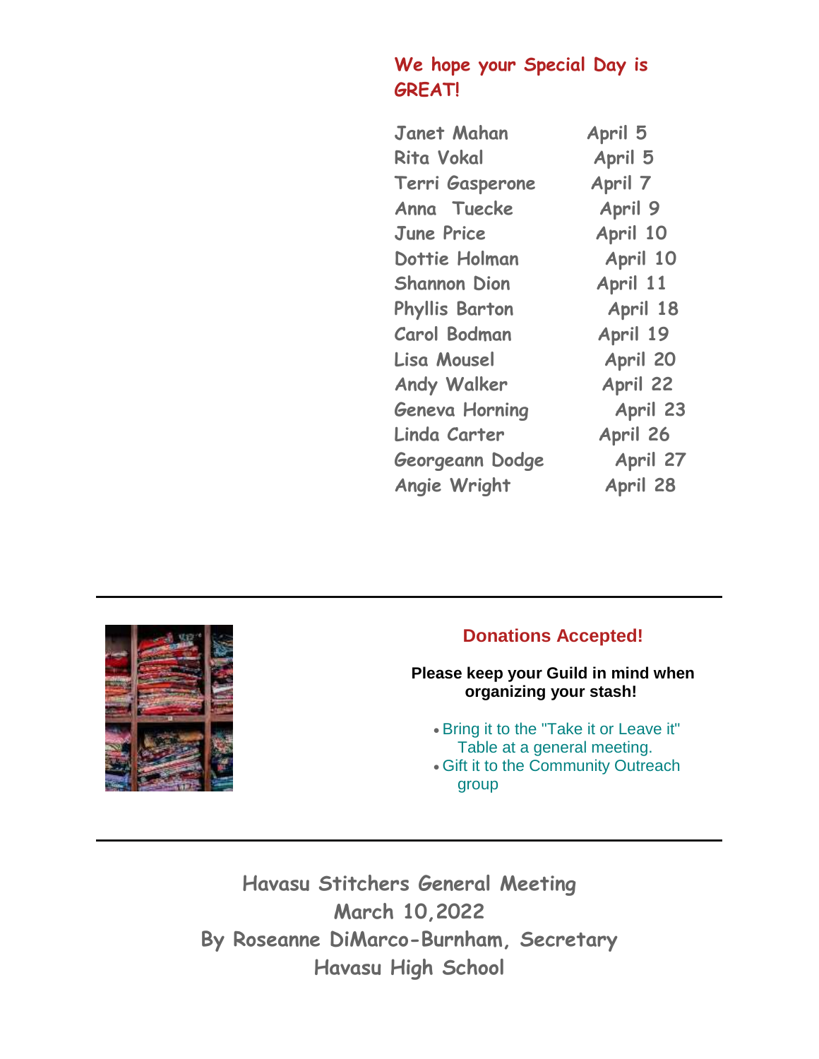## We hope your Special Day is GREAT!

| | |
|---|---|
| Janet Mahan | April 5 |
| Rita Vokal | April 5 |
| Terri Gasperone | April 7 |
| Anna Tuecke | April 9 |
| June Price | April 10 |
| Dottie Holman | April 10 |
| Shannon Dion | April 11 |
| Phyllis Barton | April 18 |
| Carol Bodman | April 19 |
| Lisa Mousel | April 20 |
| Andy Walker | April 22 |
| Geneva Horning | April 23 |
| Linda Carter | April 26 |
| Georgeann Dodge | April 27 |
| Angie Wright | April 28 |

---

## Donations Accepted!

**Please keep your Guild in mind when organizing your stash!**

- Bring it to the "Take it or Leave it" Table at a general meeting.
- Gift it to the Community Outreach group

---

## Havasu Stitchers General Meeting
## March 10,2022
## By Roseanne DiMarco-Burnham, Secretary
## Havasu High School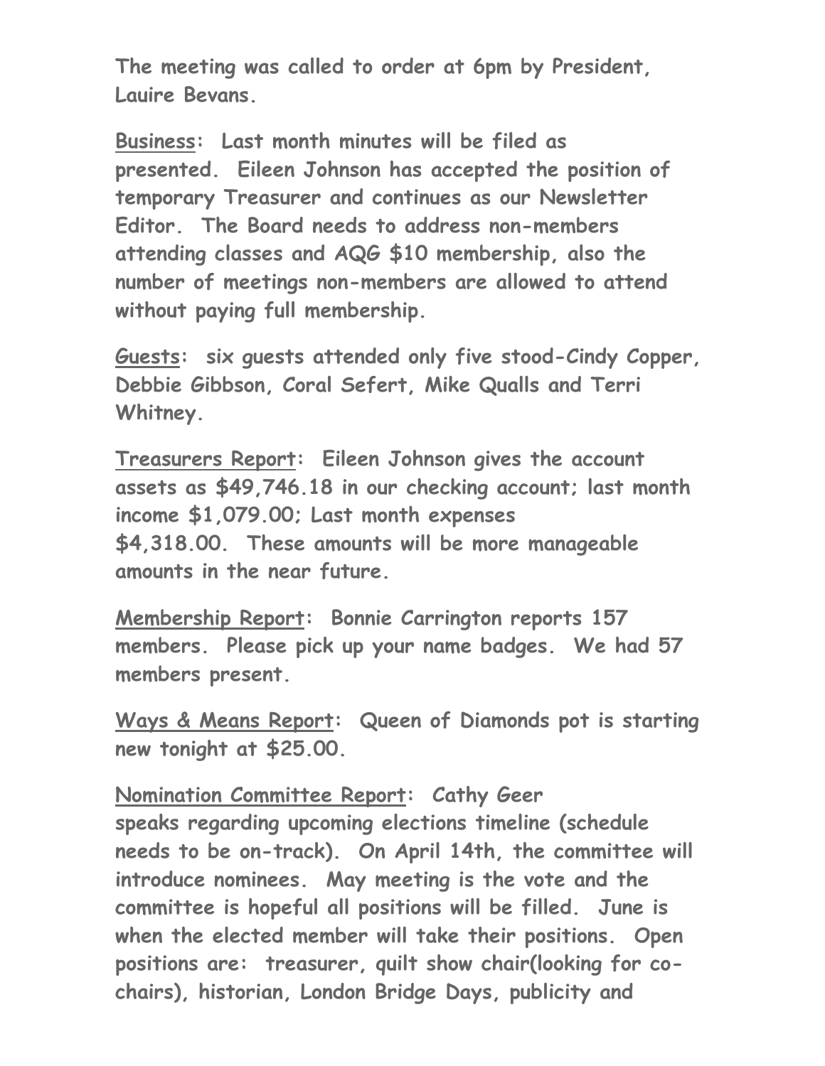**The meeting was called to order at 6pm by President, Lauire Bevans.**

**<u>Business</u>: Last month minutes will be filed as presented. Eileen Johnson has accepted the position of temporary Treasurer and continues as our Newsletter Editor. The Board needs to address non-members attending classes and AQG $10 membership, also the number of meetings non-members are allowed to attend without paying full membership.**

**<u>Guests</u>: six guests attended only five stood-Cindy Copper, Debbie Gibbson, Coral Sefert, Mike Qualls and Terri Whitney.**

**<u>Treasurers Report</u>: Eileen Johnson gives the account assets as $49,746.18 in our checking account; last month income $1,079.00; Last month expenses $4,318.00. These amounts will be more manageable amounts in the near future.**

**<u>Membership Report</u>: Bonnie Carrington reports 157 members. Please pick up your name badges. We had 57 members present.**

**<u>Ways & Means Report</u>: Queen of Diamonds pot is starting new tonight at $25.00.**

**<u>Nomination Committee Report</u>: Cathy Geer speaks regarding upcoming elections timeline (schedule needs to be on-track). On April 14th, the committee will introduce nominees. May meeting is the vote and the committee is hopeful all positions will be filled. June is when the elected member will take their positions. Open positions are: treasurer, quilt show chair(looking for co-chairs), historian, London Bridge Days, publicity and**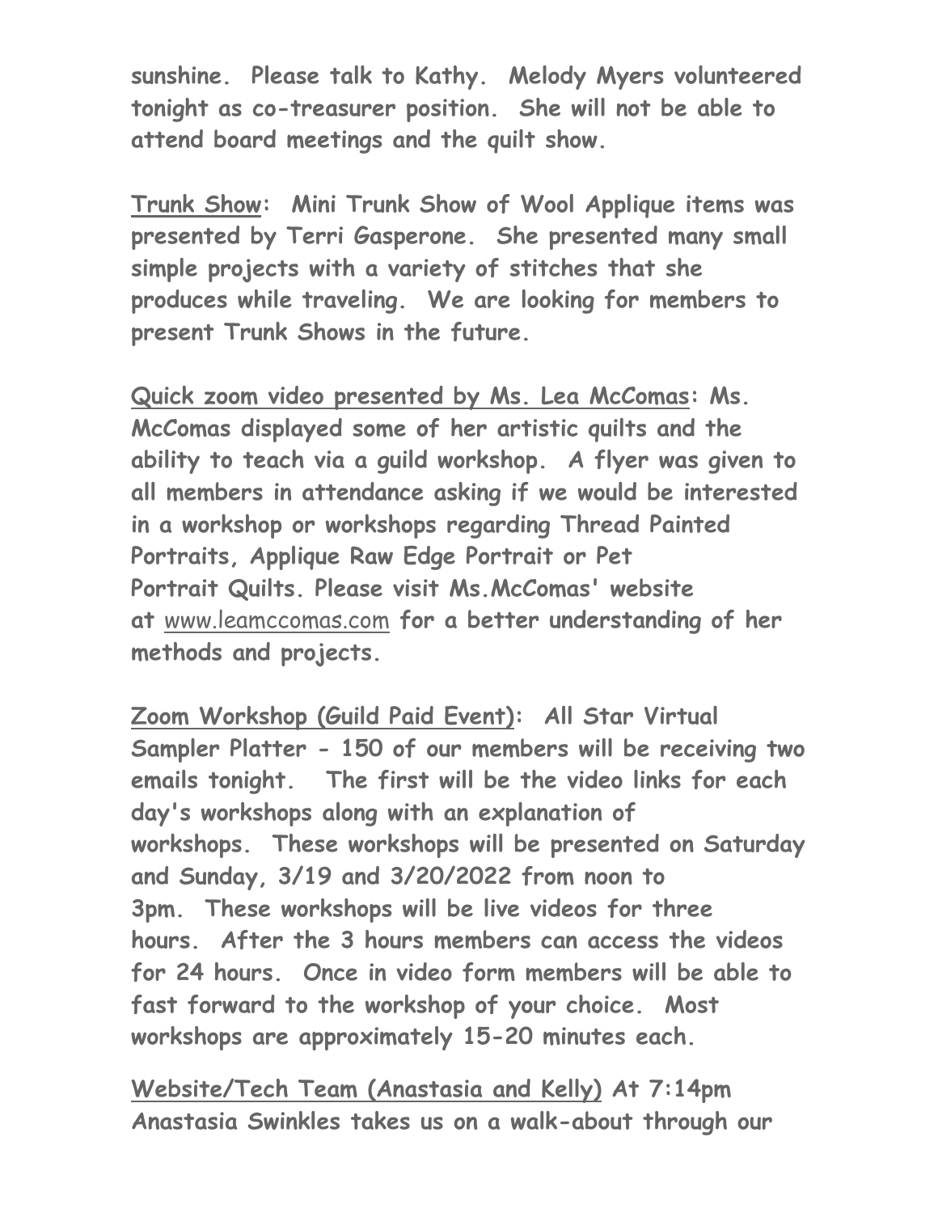**sunshine.  Please talk to Kathy.  Melody Myers volunteered tonight as co-treasurer position.  She will not be able to attend board meetings and the quilt show.**

**Trunk Show:  Mini Trunk Show of Wool Applique items was presented by Terri Gasperone.  She presented many small simple projects with a variety of stitches that she produces while traveling.  We are looking for members to present Trunk Shows in the future.**

**Quick zoom video presented by Ms. Lea McComas: Ms. McComas displayed some of her artistic quilts and the ability to teach via a guild workshop.  A flyer was given to all members in attendance asking if we would be interested in a workshop or workshops regarding Thread Painted Portraits, Applique Raw Edge Portrait or Pet Portrait Quilts. Please visit Ms.McComas' website at www.leamccomas.com for a better understanding of her methods and projects.**

**Zoom Workshop (Guild Paid Event):  All Star Virtual Sampler Platter - 150 of our members will be receiving two emails tonight.   The first will be the video links for each day's workshops along with an explanation of workshops.  These workshops will be presented on Saturday and Sunday, 3/19 and 3/20/2022 from noon to 3pm.  These workshops will be live videos for three hours.  After the 3 hours members can access the videos for 24 hours.  Once in video form members will be able to fast forward to the workshop of your choice.  Most workshops are approximately 15-20 minutes each.**

**Website/Tech Team (Anastasia and Kelly) At 7:14pm Anastasia Swinkles takes us on a walk-about through our**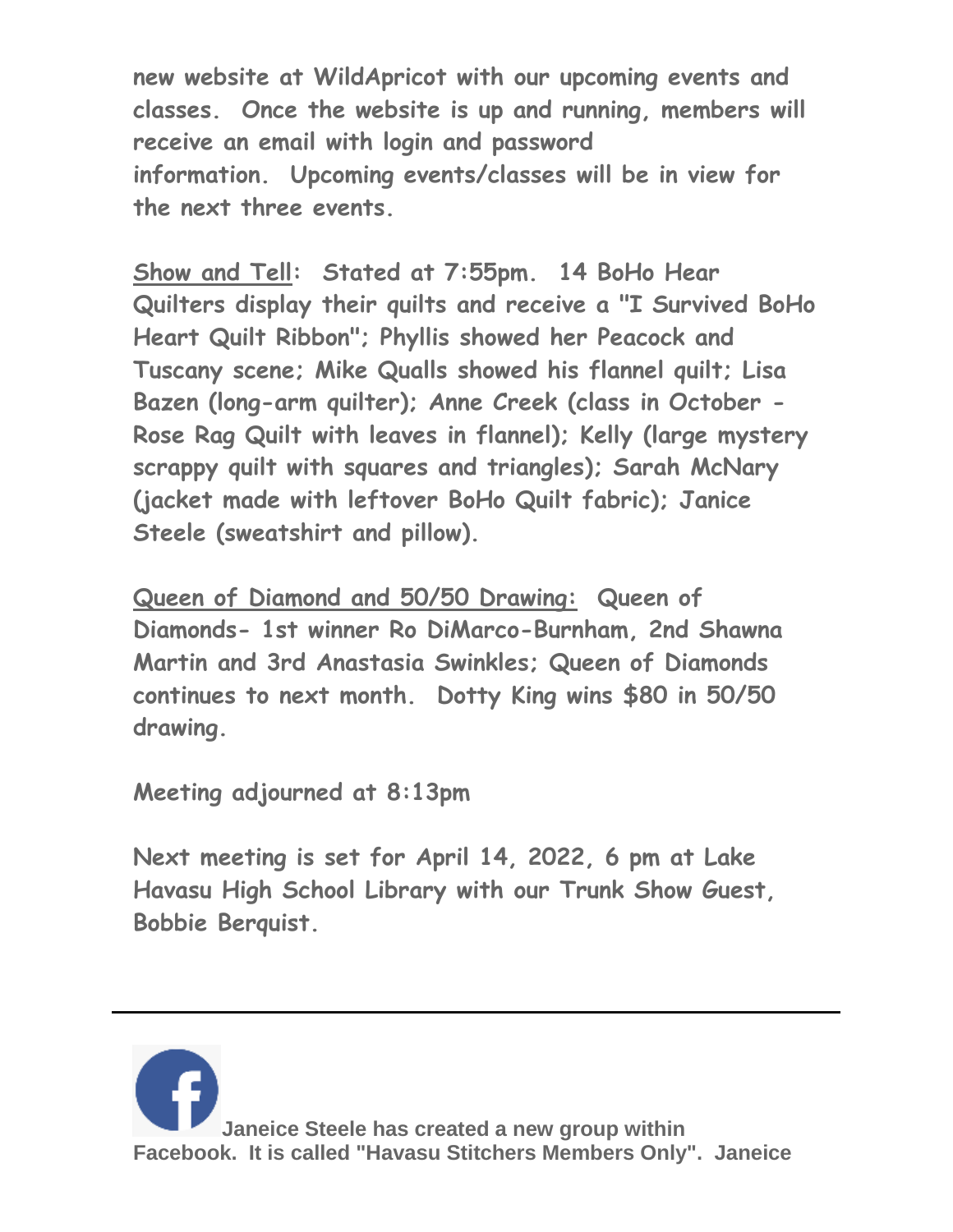new website at WildApricot with our upcoming events and classes. Once the website is up and running, members will receive an email with login and password information. Upcoming events/classes will be in view for the next three events.

Show and Tell: Stated at 7:55pm. 14 BoHo Hear Quilters display their quilts and receive a "I Survived BoHo Heart Quilt Ribbon"; Phyllis showed her Peacock and Tuscany scene; Mike Qualls showed his flannel quilt; Lisa Bazen (long-arm quilter); Anne Creek (class in October - Rose Rag Quilt with leaves in flannel); Kelly (large mystery scrappy quilt with squares and triangles); Sarah McNary (jacket made with leftover BoHo Quilt fabric); Janice Steele (sweatshirt and pillow).

Queen of Diamond and 50/50 Drawing: Queen of Diamonds- 1st winner Ro DiMarco-Burnham, 2nd Shawna Martin and 3rd Anastasia Swinkles; Queen of Diamonds continues to next month. Dotty King wins $80 in 50/50 drawing.

Meeting adjourned at 8:13pm

Next meeting is set for April 14, 2022, 6 pm at Lake Havasu High School Library with our Trunk Show Guest, Bobbie Berquist.

---

**Janeice Steele has created a new group within Facebook. It is called "Havasu Stitchers Members Only". Janeice**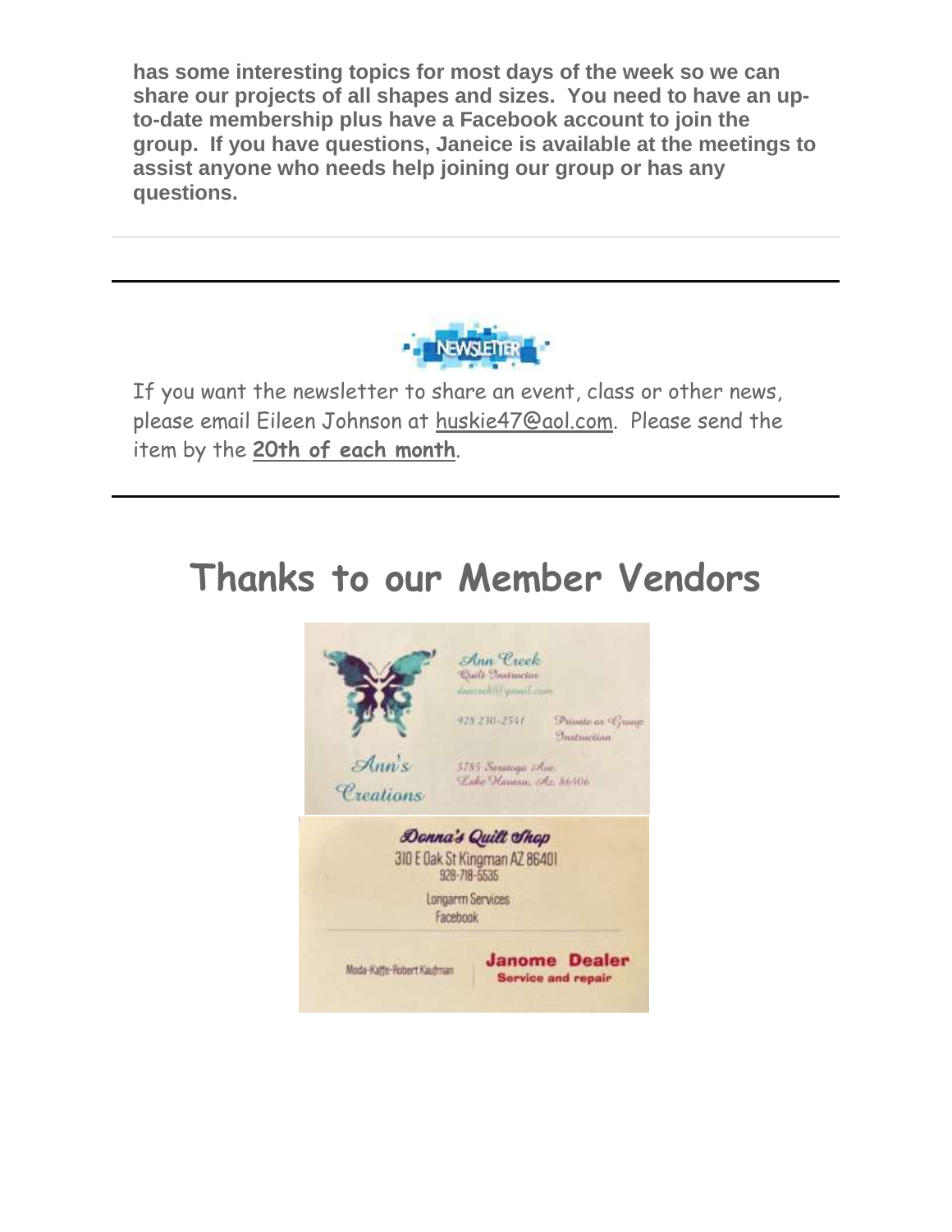**has some interesting topics for most days of the week so we can share our projects of all shapes and sizes. You need to have an up-to-date membership plus have a Facebook account to join the group. If you have questions, Janeice is available at the meetings to assist anyone who needs help joining our group or has any questions.**

---

If you want the newsletter to share an event, class or other news, please email Eileen Johnson at huskie47@aol.com. Please send the item by the **20th of each month**.

---

# Thanks to our Member Vendors

Ann Creek
Quilt Instructor
anncreek@gmail.com
928 230-2541
Private or Group Instruction
3785 Saratoga Ave.
Lake Havasu, Az. 86406
Ann's Creations

Donna's Quilt Shop
310 E Oak St Kingman AZ 86401
928-718-5535
Longarm Services
Facebook
Moda-Kaffe-Robert Kaufman
**Janome Dealer**
**Service and repair**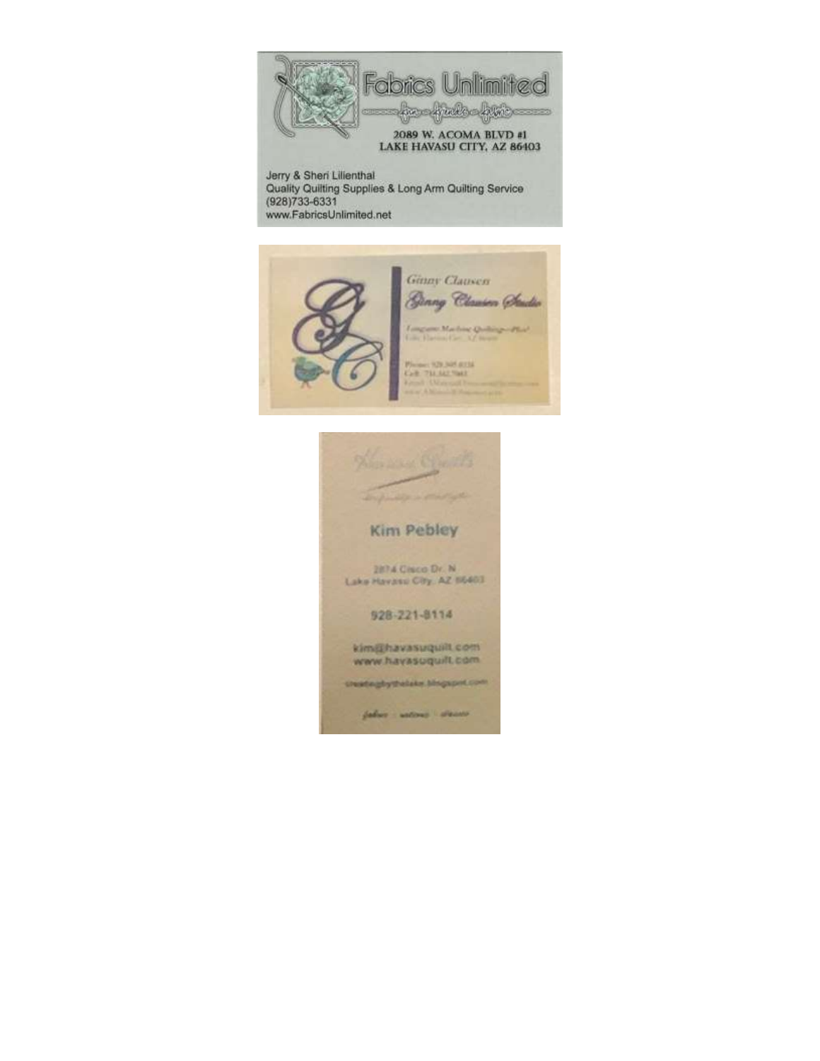Fabrics Unlimited

fun ~ friends ~ fabric

2089 W. ACOMA BLVD #1
LAKE HAVASU CITY, AZ 86403

Jerry & Sheri Lilienthal
Quality Quilting Supplies & Long Arm Quilting Service
(928)733-6331
www.FabricsUnlimited.net

---

Ginny Clausen
Ginny Clausen Studio

Longarm Machine Quilting—Plus!
Lake Havasu City, AZ 86403

Phone: 928.505.8124
Cell: 731.342.7043

---

Havasu Quilts

Kim Pebley

2874 Cisco Dr. N
Lake Havasu City, AZ 86403

928-221-8114

kim@havasuquilt.com
www.havasuquilt.com

createdbythelake.blogspot.com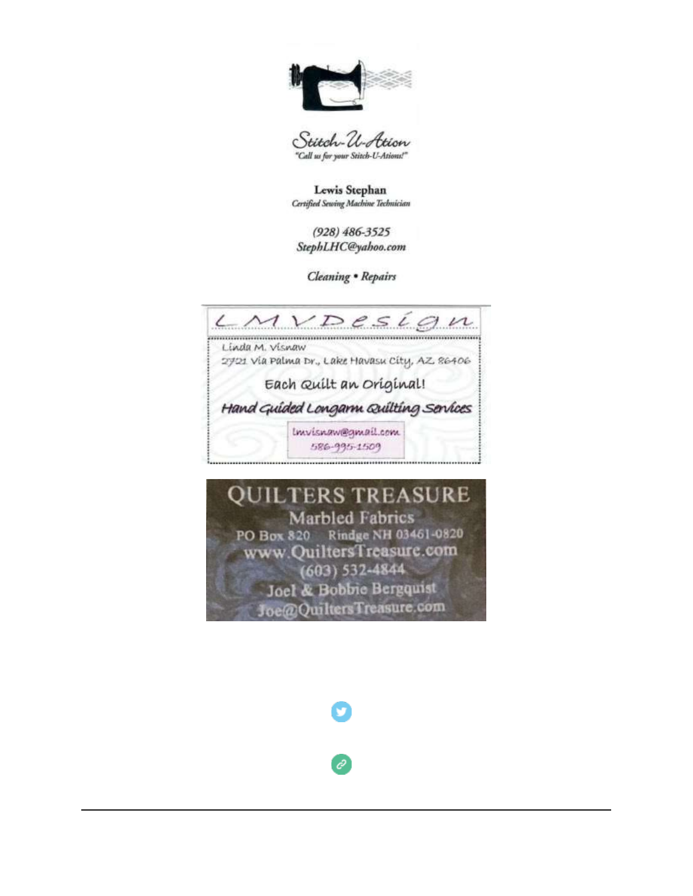**Stitch-U-Ation**

*"Call us for your Stitch-U-Ations!"*

**Lewis Stephan**

*Certified Sewing Machine Technician*

*(928) 486-3525*

*StephLHC@yahoo.com*

*Cleaning • Repairs*

---

**LMVDesign**

Linda M. Visnaw

2721 Via Palma Dr., Lake Havasu City, AZ 86406

Each Quilt an Original!

*Hand Guided Longarm Quilting Services*

lmvisnaw@gmail.com

586-995-1509

---

**QUILTERS TREASURE**

Marbled Fabrics

PO Box 820 Rindge NH 03461-0820

www.QuiltersTreasure.com

(603) 532-4844

Joel & Bobbie Bergquist

Joe@QuiltersTreasure.com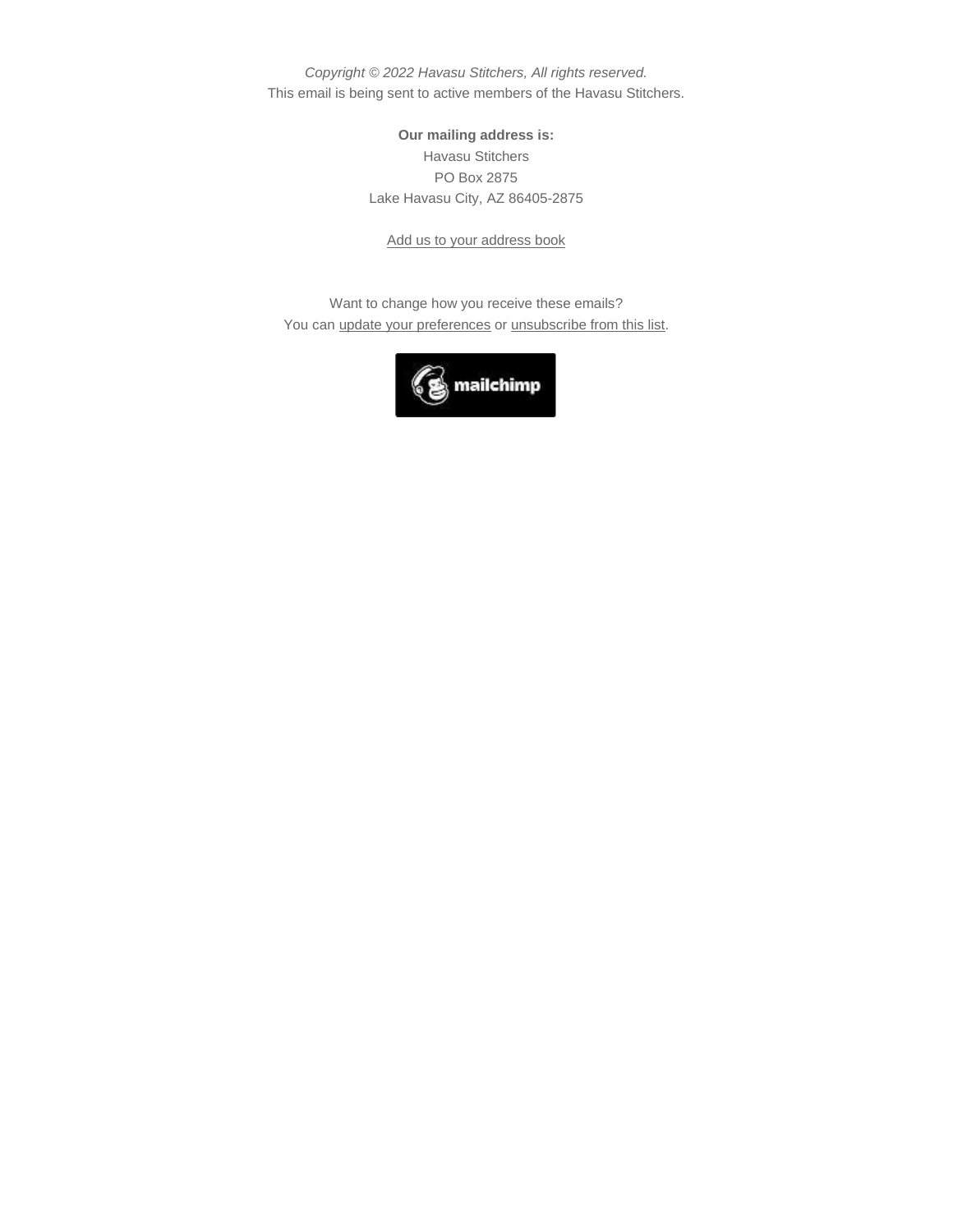*Copyright © 2022 Havasu Stitchers, All rights reserved.*
This email is being sent to active members of the Havasu Stitchers.

**Our mailing address is:**
Havasu Stitchers
PO Box 2875
Lake Havasu City, AZ 86405-2875

Add us to your address book

Want to change how you receive these emails?
You can update your preferences or unsubscribe from this list.